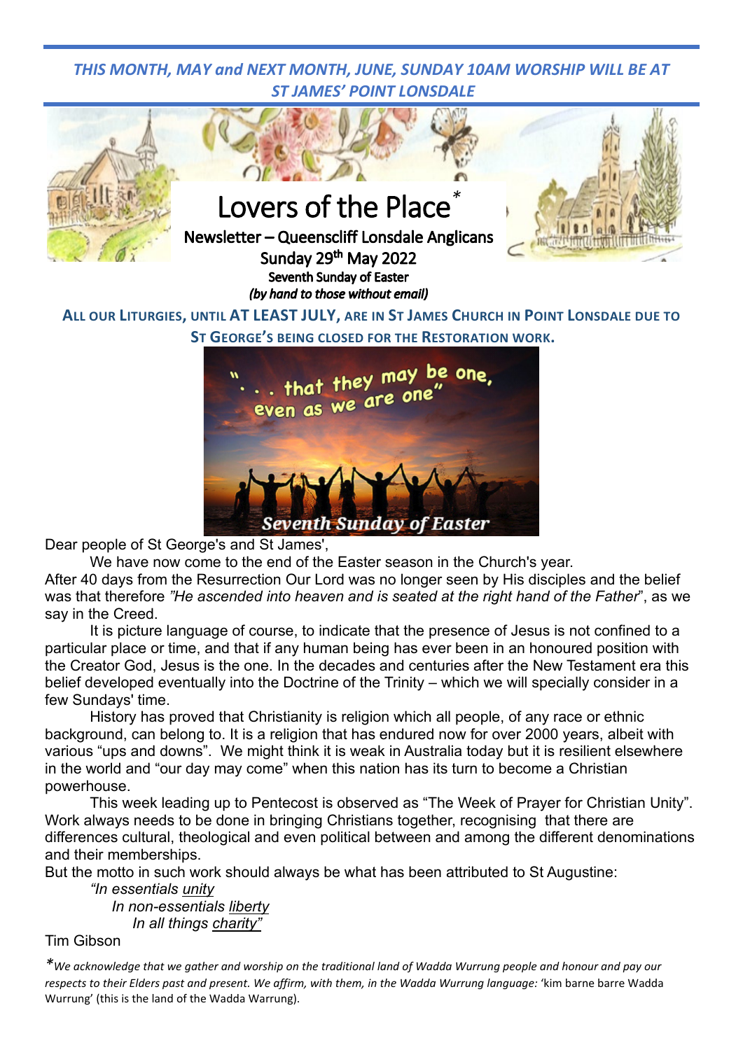*THIS MONTH, MAY and NEXT MONTH, JUNE, SUNDAY 10AM WORSHIP WILL BE AT ST JAMES' POINT LONSDALE*

# Lovers of the Place*

**Newsletter – Queenscliff Lonsdale Anglicans**

**Sunday 29th May 2022**

**Seventh Sunday of Easter**

***(by hand to those without email)***

**ALL OUR LITURGIES, UNTIL AT LEAST JULY, ARE IN ST JAMES CHURCH IN POINT LONSDALE DUE TO ST GEORGE'S BEING CLOSED FOR THE RESTORATION WORK.**

". . . that they may be one, even as we are one"

Seventh Sunday of Easter

Dear people of St George's and St James',

We have now come to the end of the Easter season in the Church's year. After 40 days from the Resurrection Our Lord was no longer seen by His disciples and the belief was that therefore *"He ascended into heaven and is seated at the right hand of the Father*", as we say in the Creed.

It is picture language of course, to indicate that the presence of Jesus is not confined to a particular place or time, and that if any human being has ever been in an honoured position with the Creator God, Jesus is the one. In the decades and centuries after the New Testament era this belief developed eventually into the Doctrine of the Trinity – which we will specially consider in a few Sundays' time.

History has proved that Christianity is religion which all people, of any race or ethnic background, can belong to. It is a religion that has endured now for over 2000 years, albeit with various "ups and downs". We might think it is weak in Australia today but it is resilient elsewhere in the world and "our day may come" when this nation has its turn to become a Christian powerhouse.

This week leading up to Pentecost is observed as "The Week of Prayer for Christian Unity". Work always needs to be done in bringing Christians together, recognising that there are differences cultural, theological and even political between and among the different denominations and their memberships.

But the motto in such work should always be what has been attributed to St Augustine:

*"In essentials unity*
*In non-essentials liberty*
*In all things charity"*

Tim Gibson

**We acknowledge that we gather and worship on the traditional land of Wadda Wurrung people and honour and pay our respects to their Elders past and present. We affirm, with them, in the Wadda Wurrung language:* 'kim barne barre Wadda Wurrung' (this is the land of the Wadda Warrung).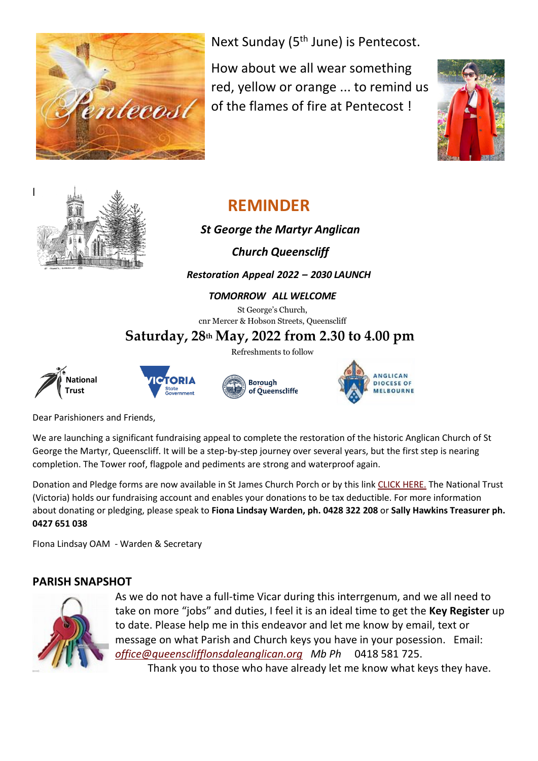Next Sunday (5th June) is Pentecost.

How about we all wear something red, yellow or orange ... to remind us of the flames of fire at Pentecost !

## REMINDER

***St George the Martyr Anglican***

***Church Queenscliff***

***Restoration Appeal 2022 – 2030 LAUNCH***

***TOMORROW ALL WELCOME***

St George's Church,
cnr Mercer & Hobson Streets, Queenscliff

**Saturday, 28th May, 2022 from 2.30 to 4.00 pm**

Refreshments to follow

National Trust | Victoria State Government | Borough of Queenscliffe | Anglican Diocese of Melbourne

Dear Parishioners and Friends,

We are launching a significant fundraising appeal to complete the restoration of the historic Anglican Church of St George the Martyr, Queenscliff. It will be a step-by-step journey over several years, but the first step is nearing completion. The Tower roof, flagpole and pediments are strong and waterproof again.

Donation and Pledge forms are now available in St James Church Porch or by this link CLICK HERE. The National Trust (Victoria) holds our fundraising account and enables your donations to be tax deductible. For more information about donating or pledging, please speak to **Fiona Lindsay Warden, ph. 0428 322 208** or **Sally Hawkins Treasurer ph. 0427 651 038**

FIona Lindsay OAM - Warden & Secretary

## PARISH SNAPSHOT

As we do not have a full-time Vicar during this interrgenum, and we all need to take on more "jobs" and duties, I feel it is an ideal time to get the **Key Register** up to date. Please help me in this endeavor and let me know by email, text or message on what Parish and Church keys you have in your posession. Email: *office@queenscliffflonsdaleanglican.org* *Mb Ph* 0418 581 725.

Thank you to those who have already let me know what keys they have.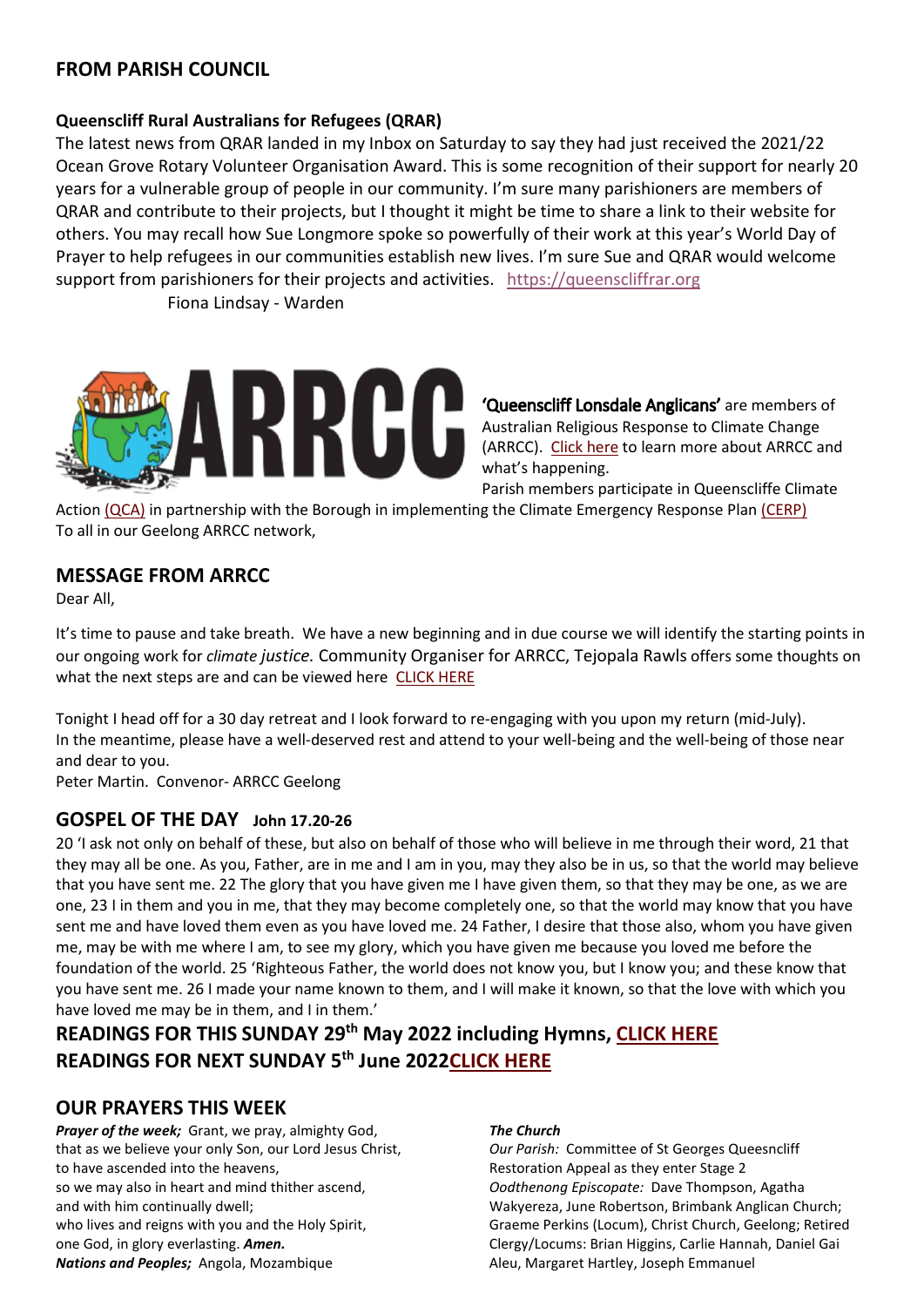## FROM PARISH COUNCIL

**Queenscliff Rural Australians for Refugees (QRAR)**

The latest news from QRAR landed in my Inbox on Saturday to say they had just received the 2021/22 Ocean Grove Rotary Volunteer Organisation Award. This is some recognition of their support for nearly 20 years for a vulnerable group of people in our community. I'm sure many parishioners are members of QRAR and contribute to their projects, but I thought it might be time to share a link to their website for others. You may recall how Sue Longmore spoke so powerfully of their work at this year's World Day of Prayer to help refugees in our communities establish new lives. I'm sure Sue and QRAR would welcome support from parishioners for their projects and activities. https://queenscliffrar.org

Fiona Lindsay - Warden

**'Queenscliff Lonsdale Anglicans'** are members of Australian Religious Response to Climate Change (ARRCC). Click here to learn more about ARRCC and what's happening.

Parish members participate in Queenscliffe Climate Action (QCA) in partnership with the Borough in implementing the Climate Emergency Response Plan (CERP)

To all in our Geelong ARRCC network,

## MESSAGE FROM ARRCC

Dear All,

It's time to pause and take breath. We have a new beginning and in due course we will identify the starting points in our ongoing work for *climate justice.* Community Organiser for ARRCC, Tejopala Rawls offers some thoughts on what the next steps are and can be viewed here CLICK HERE

Tonight I head off for a 30 day retreat and I look forward to re-engaging with you upon my return (mid-July). In the meantime, please have a well-deserved rest and attend to your well-being and the well-being of those near and dear to you.

Peter Martin. Convenor- ARRCC Geelong

## GOSPEL OF THE DAY **John 17.20-26**

20 'I ask not only on behalf of these, but also on behalf of those who will believe in me through their word, 21 that they may all be one. As you, Father, are in me and I am in you, may they also be in us, so that the world may believe that you have sent me. 22 The glory that you have given me I have given them, so that they may be one, as we are one, 23 I in them and you in me, that they may become completely one, so that the world may know that you have sent me and have loved them even as you have loved me. 24 Father, I desire that those also, whom you have given me, may be with me where I am, to see my glory, which you have given me because you loved me before the foundation of the world. 25 'Righteous Father, the world does not know you, but I know you; and these know that you have sent me. 26 I made your name known to them, and I will make it known, so that the love with which you have loved me may be in them, and I in them.'

## READINGS FOR THIS SUNDAY 29th May 2022 including Hymns, CLICK HERE

## READINGS FOR NEXT SUNDAY 5th June 2022CLICK HERE

## OUR PRAYERS THIS WEEK

***Prayer of the week;*** Grant, we pray, almighty God,
that as we believe your only Son, our Lord Jesus Christ,
to have ascended into the heavens,
so we may also in heart and mind thither ascend,
and with him continually dwell;
who lives and reigns with you and the Holy Spirit,
one God, in glory everlasting. ***Amen.***

***Nations and Peoples;*** Angola, Mozambique

***The Church***

*Our Parish:* Committee of St Georges Queesncliff Restoration Appeal as they enter Stage 2

*Oodthenong Episcopate:* Dave Thompson, Agatha Wakyereza, June Robertson, Brimbank Anglican Church; Graeme Perkins (Locum), Christ Church, Geelong; Retired Clergy/Locums: Brian Higgins, Carlie Hannah, Daniel Gai Aleu, Margaret Hartley, Joseph Emmanuel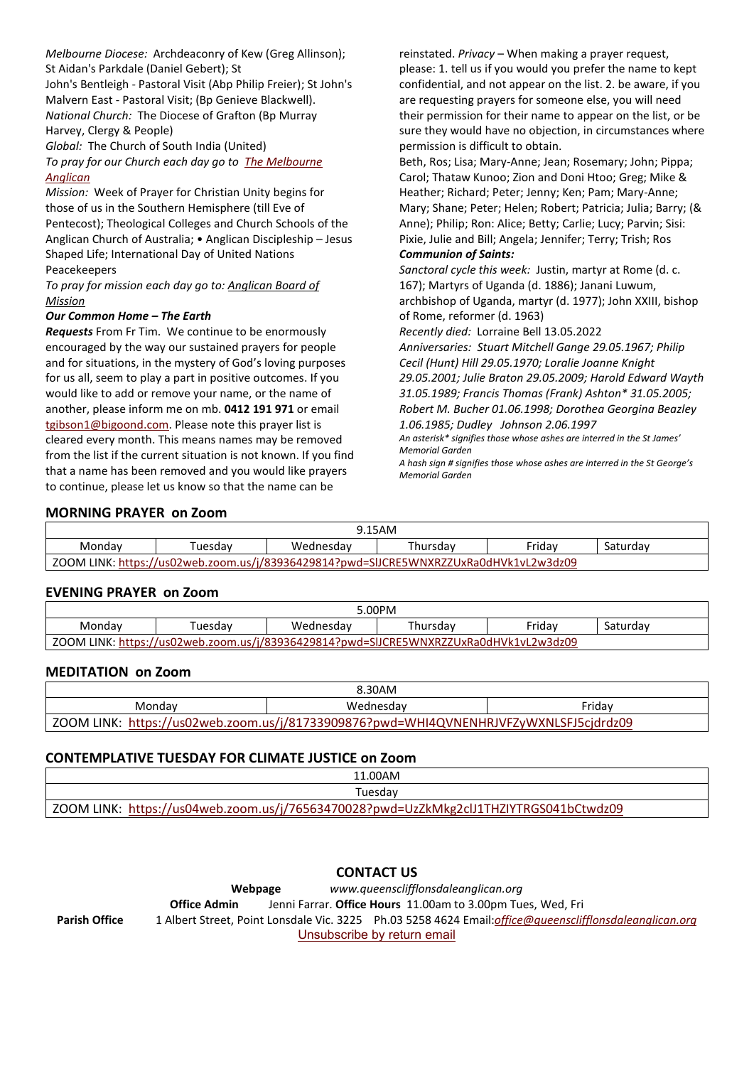*Melbourne Diocese:* Archdeaconry of Kew (Greg Allinson); St Aidan's Parkdale (Daniel Gebert); St John's Bentleigh - Pastoral Visit (Abp Philip Freier); St John's Malvern East - Pastoral Visit; (Bp Genieve Blackwell).

*National Church:* The Diocese of Grafton (Bp Murray Harvey, Clergy & People)

*Global:* The Church of South India (United)

*To pray for our Church each day go to The Melbourne Anglican*

*Mission:* Week of Prayer for Christian Unity begins for those of us in the Southern Hemisphere (till Eve of Pentecost); Theological Colleges and Church Schools of the Anglican Church of Australia; • Anglican Discipleship – Jesus Shaped Life; International Day of United Nations Peacekeepers

*To pray for mission each day go to: Anglican Board of Mission*

***Our Common Home – The Earth***

***Requests*** From Fr Tim. We continue to be enormously encouraged by the way our sustained prayers for people and for situations, in the mystery of God's loving purposes for us all, seem to play a part in positive outcomes. If you would like to add or remove your name, or the name of another, please inform me on mb. **0412 191 971** or email tgibson1@bigoond.com. Please note this prayer list is cleared every month. This means names may be removed from the list if the current situation is not known. If you find that a name has been removed and you would like prayers to continue, please let us know so that the name can be reinstated. *Privacy* – When making a prayer request, please: 1. tell us if you would you prefer the name to kept confidential, and not appear on the list. 2. be aware, if you are requesting prayers for someone else, you will need their permission for their name to appear on the list, or be sure they would have no objection, in circumstances where permission is difficult to obtain.

Beth, Ros; Lisa; Mary-Anne; Jean; Rosemary; John; Pippa; Carol; Thataw Kunoo; Zion and Doni Htoo; Greg; Mike & Heather; Richard; Peter; Jenny; Ken; Pam; Mary-Anne; Mary; Shane; Peter; Helen; Robert; Patricia; Julia; Barry; (& Anne); Philip; Ron: Alice; Betty; Carlie; Lucy; Parvin; Sisi: Pixie, Julie and Bill; Angela; Jennifer; Terry; Trish; Ros

***Communion of Saints:***

*Sanctoral cycle this week:* Justin, martyr at Rome (d. c. 167); Martyrs of Uganda (d. 1886); Janani Luwum, archbishop of Uganda, martyr (d. 1977); John XXIII, bishop of Rome, reformer (d. 1963)

*Recently died:* Lorraine Bell 13.05.2022

*Anniversaries: Stuart Mitchell Gange 29.05.1967; Philip Cecil (Hunt) Hill 29.05.1970; Loralie Joanne Knight 29.05.2001; Julie Braton 29.05.2009; Harold Edward Wayth 31.05.1989; Francis Thomas (Frank) Ashton* 31.05.2005; Robert M. Bucher 01.06.1998; Dorothea Georgina Beazley 1.06.1985; Dudley Johnson 2.06.1997*

*An asterisk* signifies those whose ashes are interred in the St James' Memorial Garden*

*A hash sign # signifies those whose ashes are interred in the St George's Memorial Garden*

## MORNING PRAYER on Zoom

| 9.15AM | | | | | |
|---|---|---|---|---|---|
| Monday | Tuesday | Wednesday | Thursday | Friday | Saturday |
| ZOOM LINK: https://us02web.zoom.us/j/83936429814?pwd=SlJCRE5WNXRZZUxRa0dHVk1vL2w3dz09 | | | | | |

## EVENING PRAYER on Zoom

| 5.00PM | | | | | |
|---|---|---|---|---|---|
| Monday | Tuesday | Wednesday | Thursday | Friday | Saturday |
| ZOOM LINK: https://us02web.zoom.us/j/83936429814?pwd=SlJCRE5WNXRZZUxRa0dHVk1vL2w3dz09 | | | | | |

## MEDITATION on Zoom

| 8.30AM | | |
|---|---|---|
| Monday | Wednesday | Friday |
| ZOOM LINK: https://us02web.zoom.us/j/81733909876?pwd=WHI4QVNENHRJVFZyWXNLSFJ5cjdrdz09 | | |

## CONTEMPLATIVE TUESDAY FOR CLIMATE JUSTICE on Zoom

| 11.00AM |
|---|
| Tuesday |
| ZOOM LINK: https://us04web.zoom.us/j/76563470028?pwd=UzZkMkg2clJ1THZIYTRGS041bCtwdz09 |

## CONTACT US

**Webpage** *www.queensclifflonsdaleanglican.org*

**Office Admin** Jenni Farrar. **Office Hours** 11.00am to 3.00pm Tues, Wed, Fri

**Parish Office** 1 Albert Street, Point Lonsdale Vic. 3225 Ph.03 5258 4624 Email:*office@queensclifflonsdaleanglican.org*

Unsubscribe by return email